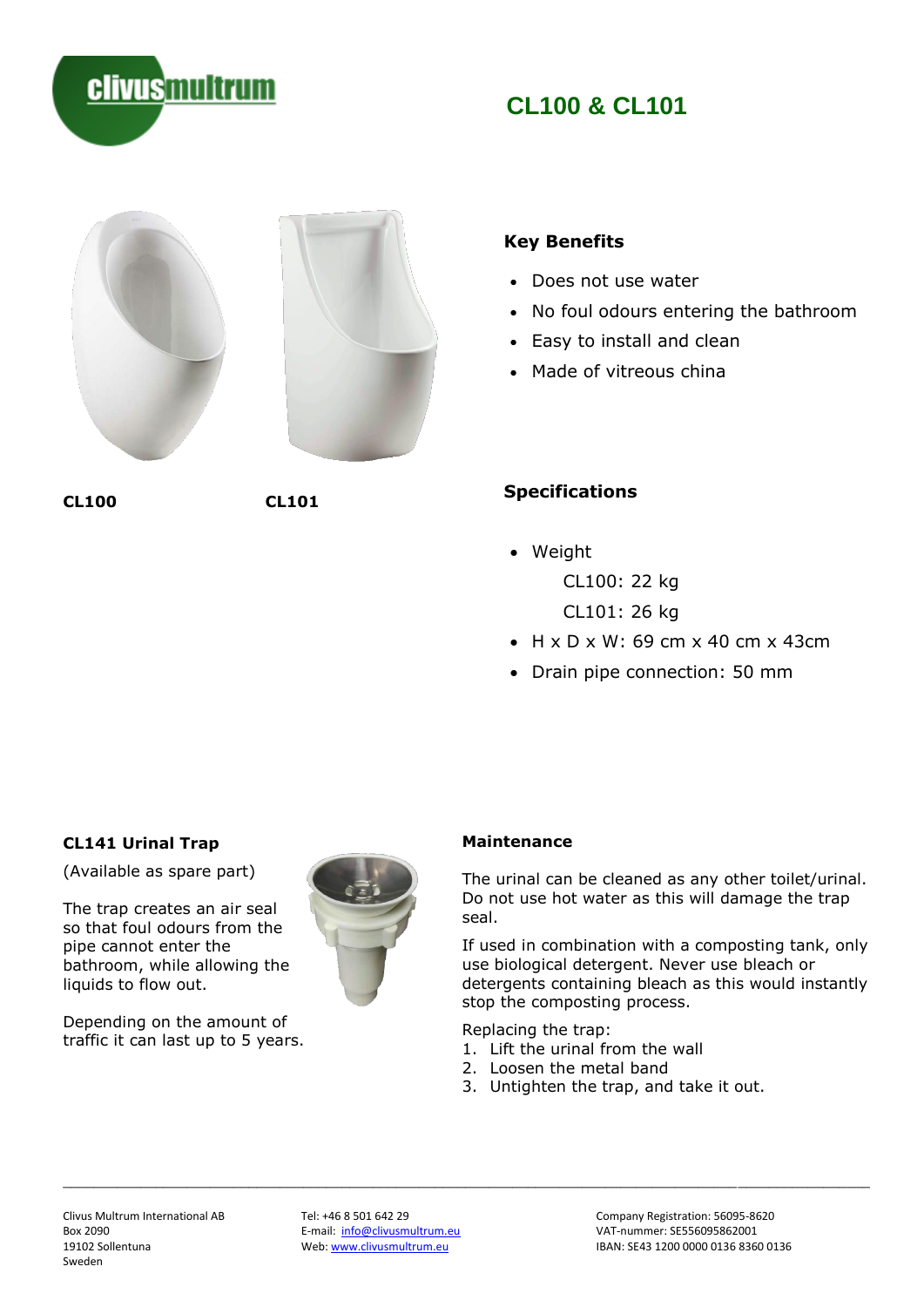# CL100 & CL101

**CL100** **CL101**

## Key Benefits

- Does not use water
- No foul odours entering the bathroom
- Easy to install and clean
- Made of vitreous china

## Specifications

- Weight
  CL100: 22 kg
  CL101: 26 kg
- H x D x W: 69 cm x 40 cm x 43cm
- Drain pipe connection: 50 mm

## CL141 Urinal Trap

(Available as spare part)

The trap creates an air seal so that foul odours from the pipe cannot enter the bathroom, while allowing the liquids to flow out.

Depending on the amount of traffic it can last up to 5 years.

## Maintenance

The urinal can be cleaned as any other toilet/urinal. Do not use hot water as this will damage the trap seal.

If used in combination with a composting tank, only use biological detergent. Never use bleach or detergents containing bleach as this would instantly stop the composting process.

Replacing the trap:

1. Lift the urinal from the wall
2. Loosen the metal band
3. Untighten the trap, and take it out.

---

Clivus Multrum International AB
Box 2090
19102 Sollentuna
Sweden

Tel: +46 8 501 642 29
E-mail: info@clivusmultrum.eu
Web: www.clivusmultrum.eu

Company Registration: 56095-8620
VAT-nummer: SE556095862001
IBAN: SE43 1200 0000 0136 8360 0136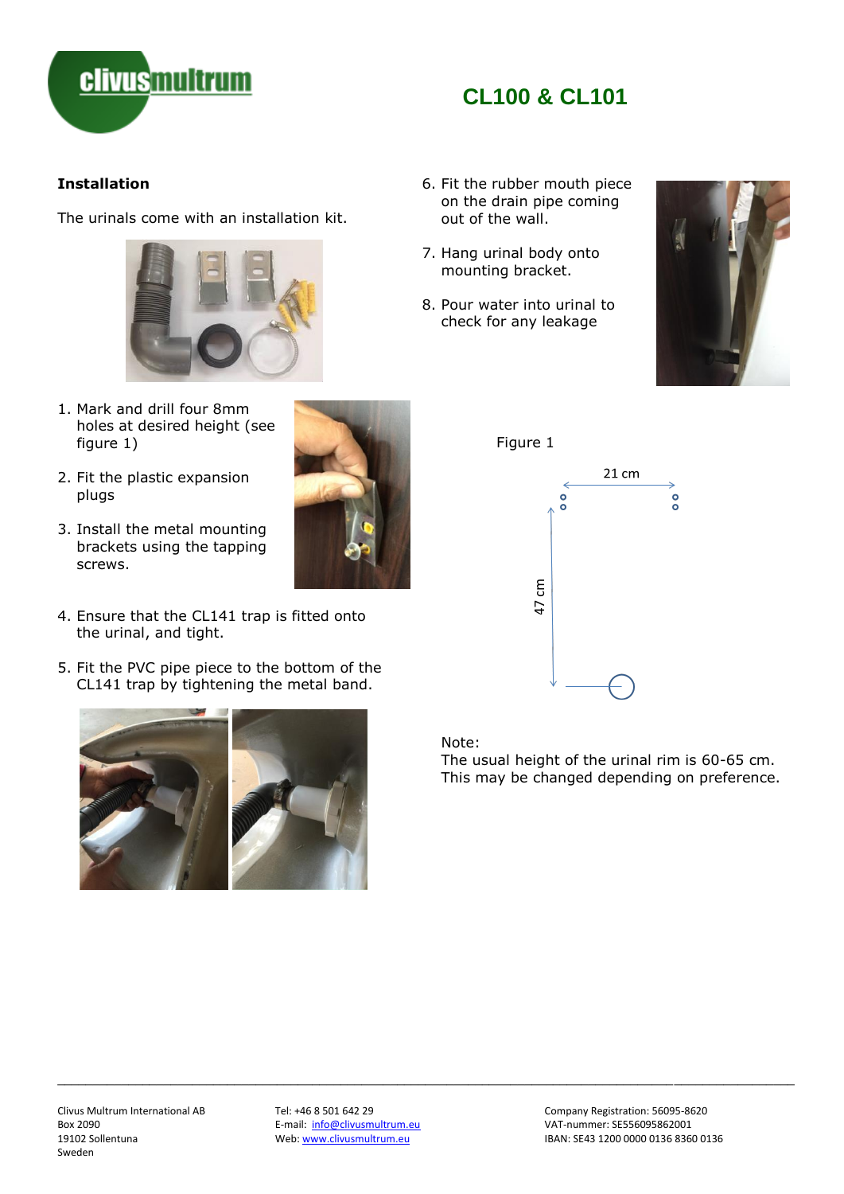# CL100 & CL101

**Installation**

The urinals come with an installation kit.

1. Mark and drill four 8mm holes at desired height (see figure 1)
2. Fit the plastic expansion plugs
3. Install the metal mounting brackets using the tapping screws.
4. Ensure that the CL141 trap is fitted onto the urinal, and tight.
5. Fit the PVC pipe piece to the bottom of the CL141 trap by tightening the metal band.
6. Fit the rubber mouth piece on the drain pipe coming out of the wall.
7. Hang urinal body onto mounting bracket.
8. Pour water into urinal to check for any leakage

Figure 1

21 cm

47 cm

Note:
The usual height of the urinal rim is 60-65 cm. This may be changed depending on preference.

Clivus Multrum International AB
Box 2090
19102 Sollentuna
Sweden

Tel: +46 8 501 642 29
E-mail: info@clivusmultrum.eu
Web: www.clivusmultrum.eu

Company Registration: 56095-8620
VAT-nummer: SE556095862001
IBAN: SE43 1200 0000 0136 8360 0136